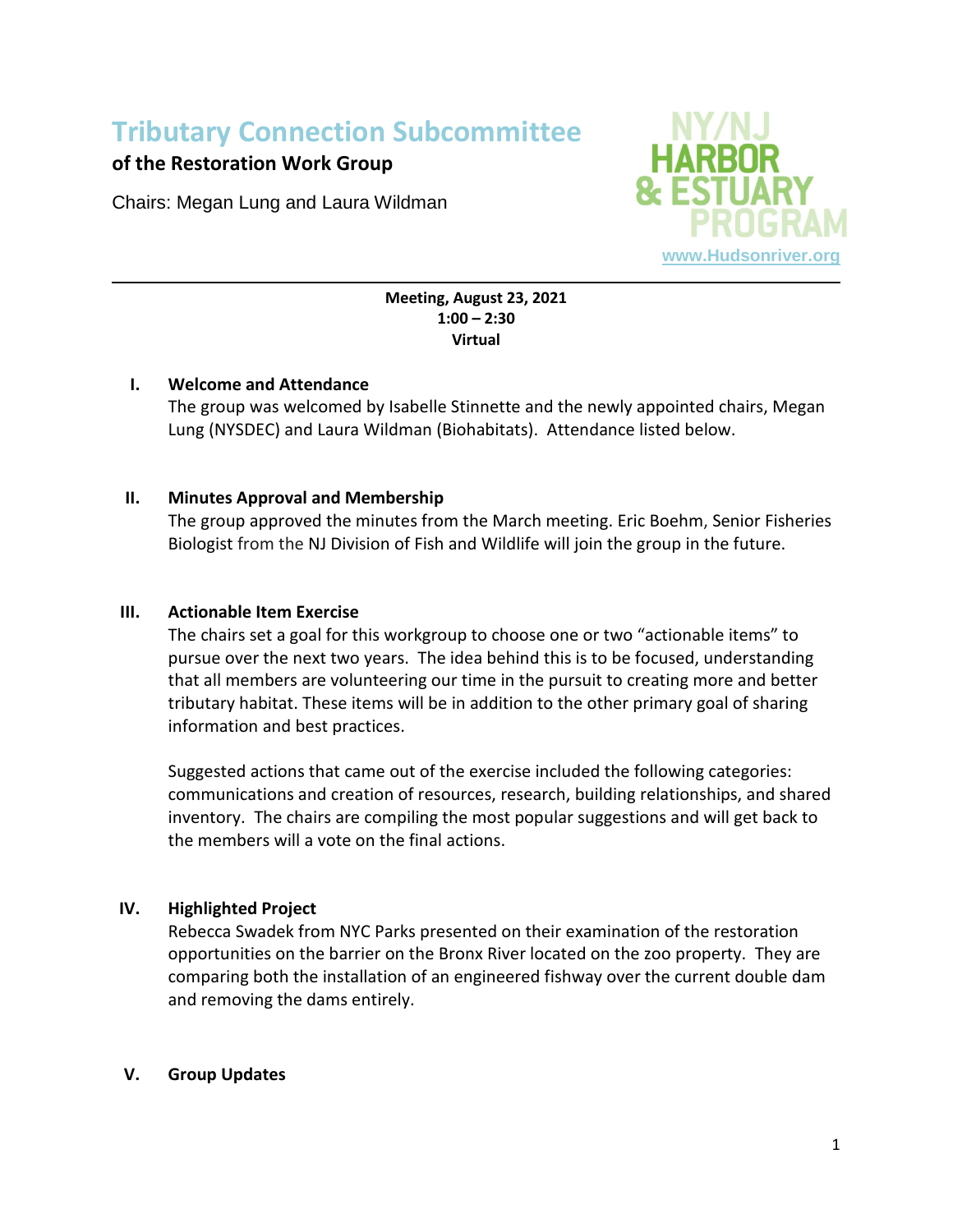# Tributary Connection Subcommittee

## of the Restoration Work Group

Chairs: Megan Lung and Laura Wildman

NY/NJ HARBOR & ESTUARY PROGRAM

www.Hudsonriver.org

---

**Meeting, August 23, 2021**
**1:00 – 2:30**
**Virtual**

### I. Welcome and Attendance

The group was welcomed by Isabelle Stinnette and the newly appointed chairs, Megan Lung (NYSDEC) and Laura Wildman (Biohabitats). Attendance listed below.

### II. Minutes Approval and Membership

The group approved the minutes from the March meeting. Eric Boehm, Senior Fisheries Biologist from the NJ Division of Fish and Wildlife will join the group in the future.

### III. Actionable Item Exercise

The chairs set a goal for this workgroup to choose one or two "actionable items" to pursue over the next two years. The idea behind this is to be focused, understanding that all members are volunteering our time in the pursuit to creating more and better tributary habitat. These items will be in addition to the other primary goal of sharing information and best practices.

Suggested actions that came out of the exercise included the following categories: communications and creation of resources, research, building relationships, and shared inventory. The chairs are compiling the most popular suggestions and will get back to the members will a vote on the final actions.

### IV. Highlighted Project

Rebecca Swadek from NYC Parks presented on their examination of the restoration opportunities on the barrier on the Bronx River located on the zoo property. They are comparing both the installation of an engineered fishway over the current double dam and removing the dams entirely.

### V. Group Updates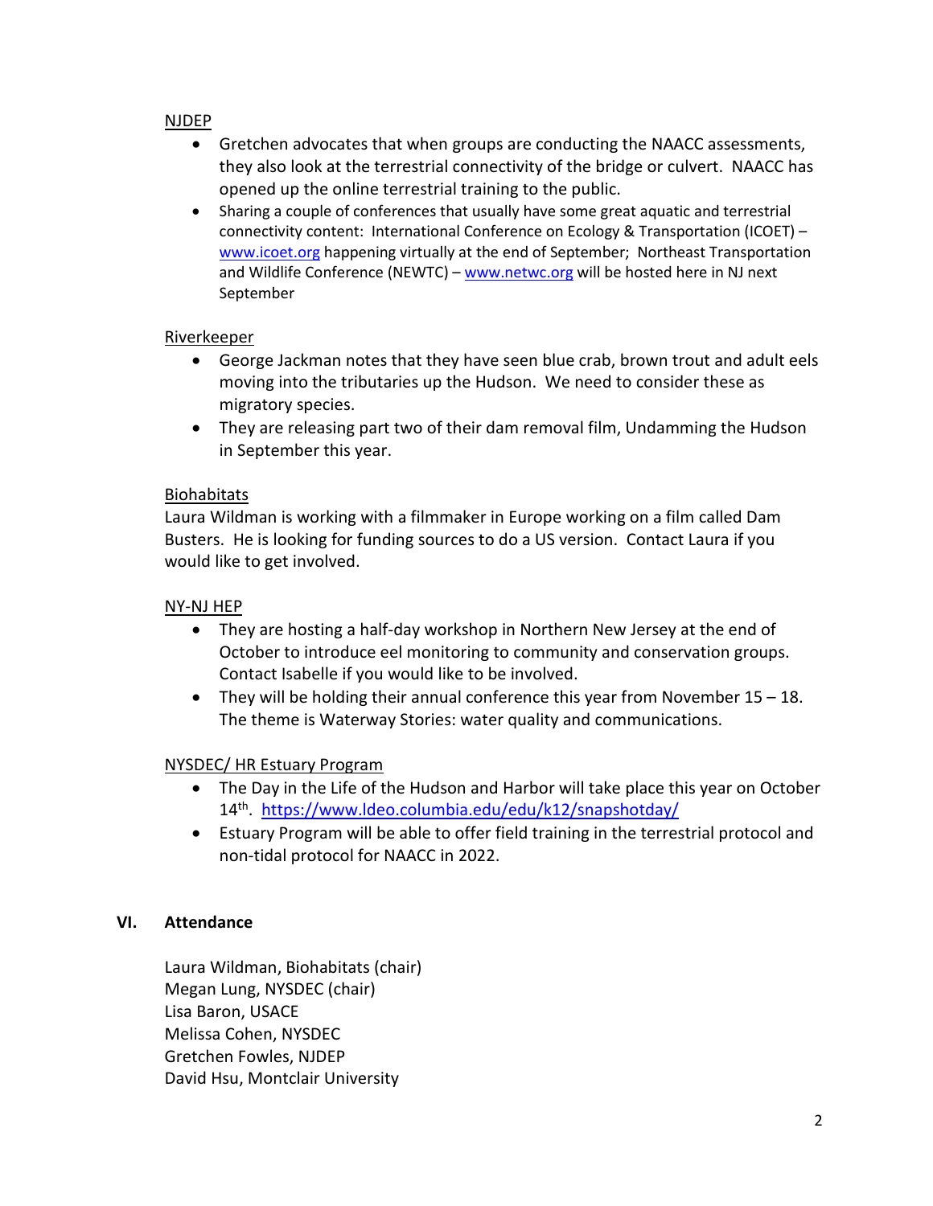<u>NJDEP</u>

- Gretchen advocates that when groups are conducting the NAACC assessments, they also look at the terrestrial connectivity of the bridge or culvert. NAACC has opened up the online terrestrial training to the public.
- Sharing a couple of conferences that usually have some great aquatic and terrestrial connectivity content: International Conference on Ecology & Transportation (ICOET) – www.icoet.org happening virtually at the end of September; Northeast Transportation and Wildlife Conference (NEWTC) – www.netwc.org will be hosted here in NJ next September

<u>Riverkeeper</u>

- George Jackman notes that they have seen blue crab, brown trout and adult eels moving into the tributaries up the Hudson. We need to consider these as migratory species.
- They are releasing part two of their dam removal film, Undamming the Hudson in September this year.

<u>Biohabitats</u>

Laura Wildman is working with a filmmaker in Europe working on a film called Dam Busters. He is looking for funding sources to do a US version. Contact Laura if you would like to get involved.

<u>NY-NJ HEP</u>

- They are hosting a half-day workshop in Northern New Jersey at the end of October to introduce eel monitoring to community and conservation groups. Contact Isabelle if you would like to be involved.
- They will be holding their annual conference this year from November 15 – 18. The theme is Waterway Stories: water quality and communications.

<u>NYSDEC/ HR Estuary Program</u>

- The Day in the Life of the Hudson and Harbor will take place this year on October 14th. https://www.ldeo.columbia.edu/edu/k12/snapshotday/
- Estuary Program will be able to offer field training in the terrestrial protocol and non-tidal protocol for NAACC in 2022.

## VI. Attendance

Laura Wildman, Biohabitats (chair)
Megan Lung, NYSDEC (chair)
Lisa Baron, USACE
Melissa Cohen, NYSDEC
Gretchen Fowles, NJDEP
David Hsu, Montclair University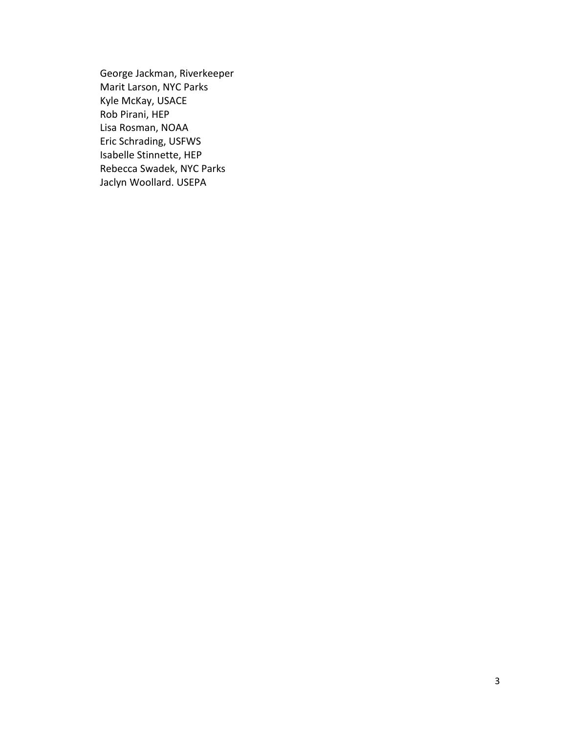George Jackman, Riverkeeper
Marit Larson, NYC Parks
Kyle McKay, USACE
Rob Pirani, HEP
Lisa Rosman, NOAA
Eric Schrading, USFWS
Isabelle Stinnette, HEP
Rebecca Swadek, NYC Parks
Jaclyn Woollard. USEPA